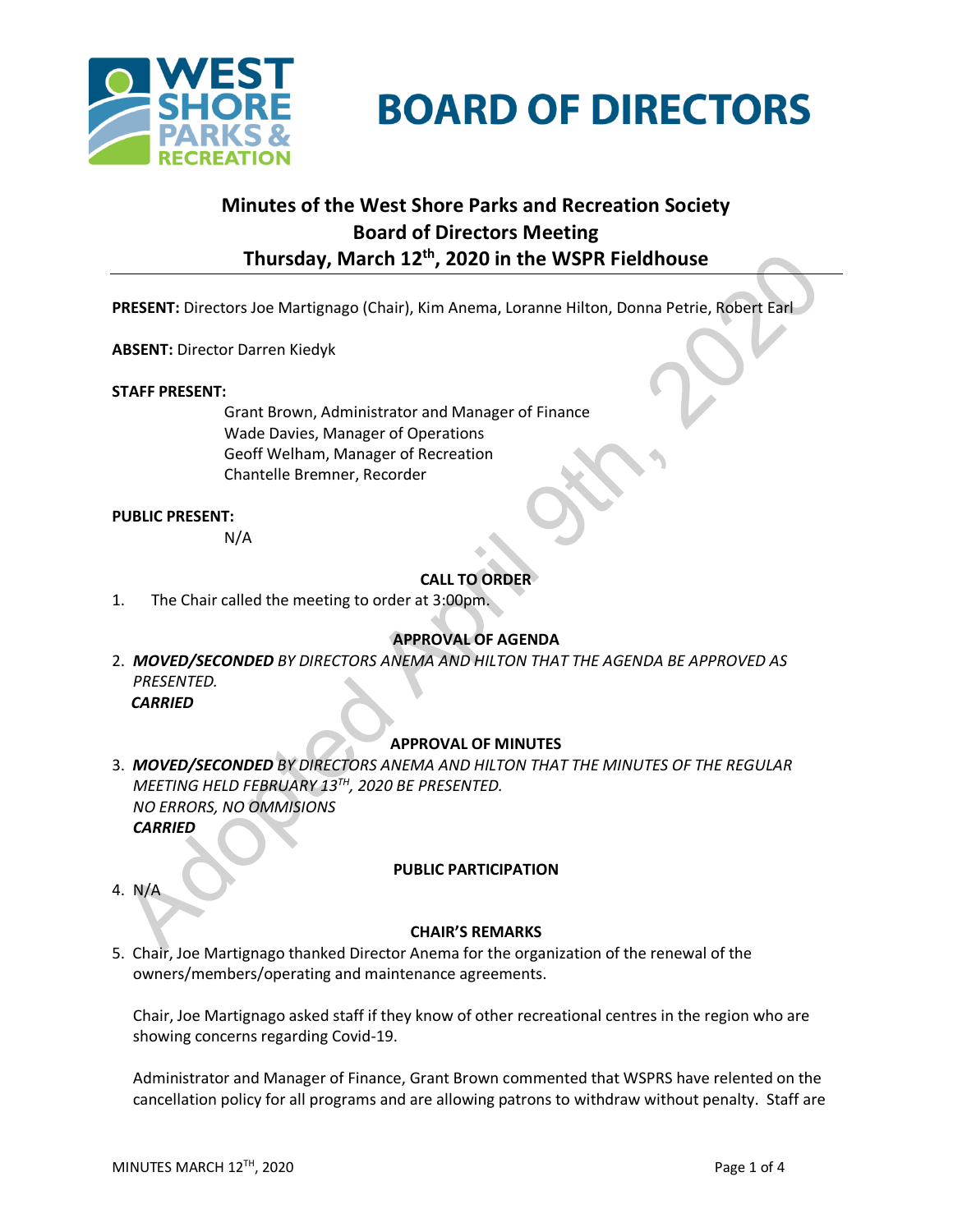# BOARD OF DIRECTORS

## Minutes of the West Shore Parks and Recreation Society Board of Directors Meeting Thursday, March 12th, 2020 in the WSPR Fieldhouse

**PRESENT:** Directors Joe Martignago (Chair), Kim Anema, Loranne Hilton, Donna Petrie, Robert Earl

**ABSENT:** Director Darren Kiedyk

**STAFF PRESENT:**

Grant Brown, Administrator and Manager of Finance
Wade Davies, Manager of Operations
Geoff Welham, Manager of Recreation
Chantelle Bremner, Recorder

**PUBLIC PRESENT:**

N/A

### CALL TO ORDER

1. The Chair called the meeting to order at 3:00pm.

### APPROVAL OF AGENDA

2. ***MOVED/SECONDED*** *BY DIRECTORS ANEMA AND HILTON THAT THE AGENDA BE APPROVED AS PRESENTED.*
   ***CARRIED***

### APPROVAL OF MINUTES

3. ***MOVED/SECONDED*** *BY DIRECTORS ANEMA AND HILTON THAT THE MINUTES OF THE REGULAR MEETING HELD FEBRUARY 13TH, 2020 BE PRESENTED.*
   *NO ERRORS, NO OMMISIONS*
   ***CARRIED***

### PUBLIC PARTICIPATION

4. N/A

### CHAIR'S REMARKS

5. Chair, Joe Martignago thanked Director Anema for the organization of the renewal of the owners/members/operating and maintenance agreements.

   Chair, Joe Martignago asked staff if they know of other recreational centres in the region who are showing concerns regarding Covid-19.

   Administrator and Manager of Finance, Grant Brown commented that WSPRS have relented on the cancellation policy for all programs and are allowing patrons to withdraw without penalty. Staff are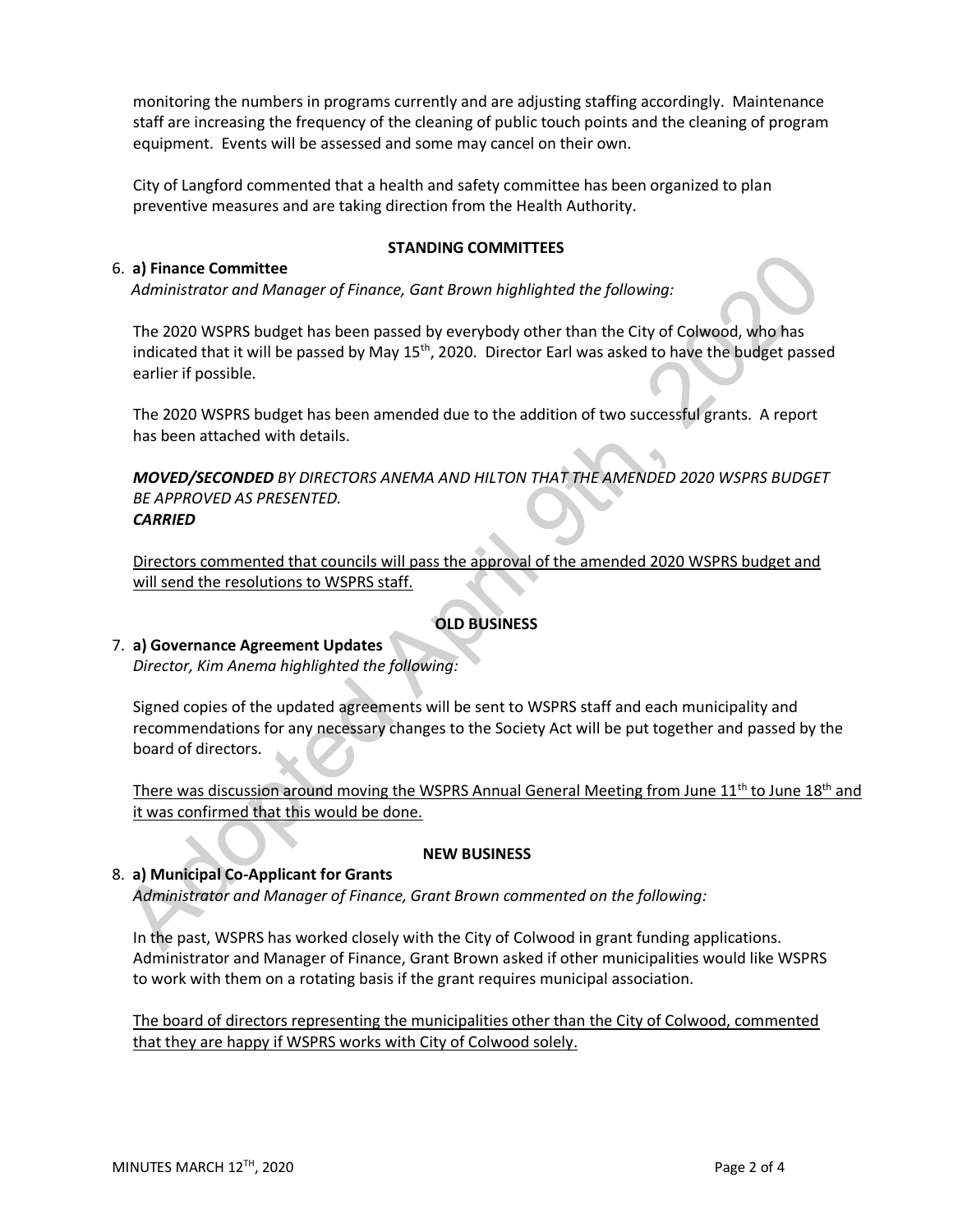monitoring the numbers in programs currently and are adjusting staffing accordingly. Maintenance staff are increasing the frequency of the cleaning of public touch points and the cleaning of program equipment. Events will be assessed and some may cancel on their own.

City of Langford commented that a health and safety committee has been organized to plan preventive measures and are taking direction from the Health Authority.

**STANDING COMMITTEES**

6. **a) Finance Committee**

*Administrator and Manager of Finance, Gant Brown highlighted the following:*

The 2020 WSPRS budget has been passed by everybody other than the City of Colwood, who has indicated that it will be passed by May 15th, 2020. Director Earl was asked to have the budget passed earlier if possible.

The 2020 WSPRS budget has been amended due to the addition of two successful grants. A report has been attached with details.

***MOVED/SECONDED*** *BY DIRECTORS ANEMA AND HILTON THAT THE AMENDED 2020 WSPRS BUDGET BE APPROVED AS PRESENTED.*
***CARRIED***

<u>Directors commented that councils will pass the approval of the amended 2020 WSPRS budget and will send the resolutions to WSPRS staff.</u>

**OLD BUSINESS**

7. **a) Governance Agreement Updates**

*Director, Kim Anema highlighted the following:*

Signed copies of the updated agreements will be sent to WSPRS staff and each municipality and recommendations for any necessary changes to the Society Act will be put together and passed by the board of directors.

<u>There was discussion around moving the WSPRS Annual General Meeting from June 11th to June 18th and it was confirmed that this would be done.</u>

**NEW BUSINESS**

8. **a) Municipal Co-Applicant for Grants**

*Administrator and Manager of Finance, Grant Brown commented on the following:*

In the past, WSPRS has worked closely with the City of Colwood in grant funding applications. Administrator and Manager of Finance, Grant Brown asked if other municipalities would like WSPRS to work with them on a rotating basis if the grant requires municipal association.

<u>The board of directors representing the municipalities other than the City of Colwood, commented that they are happy if WSPRS works with City of Colwood solely.</u>

MINUTES MARCH 12TH, 2020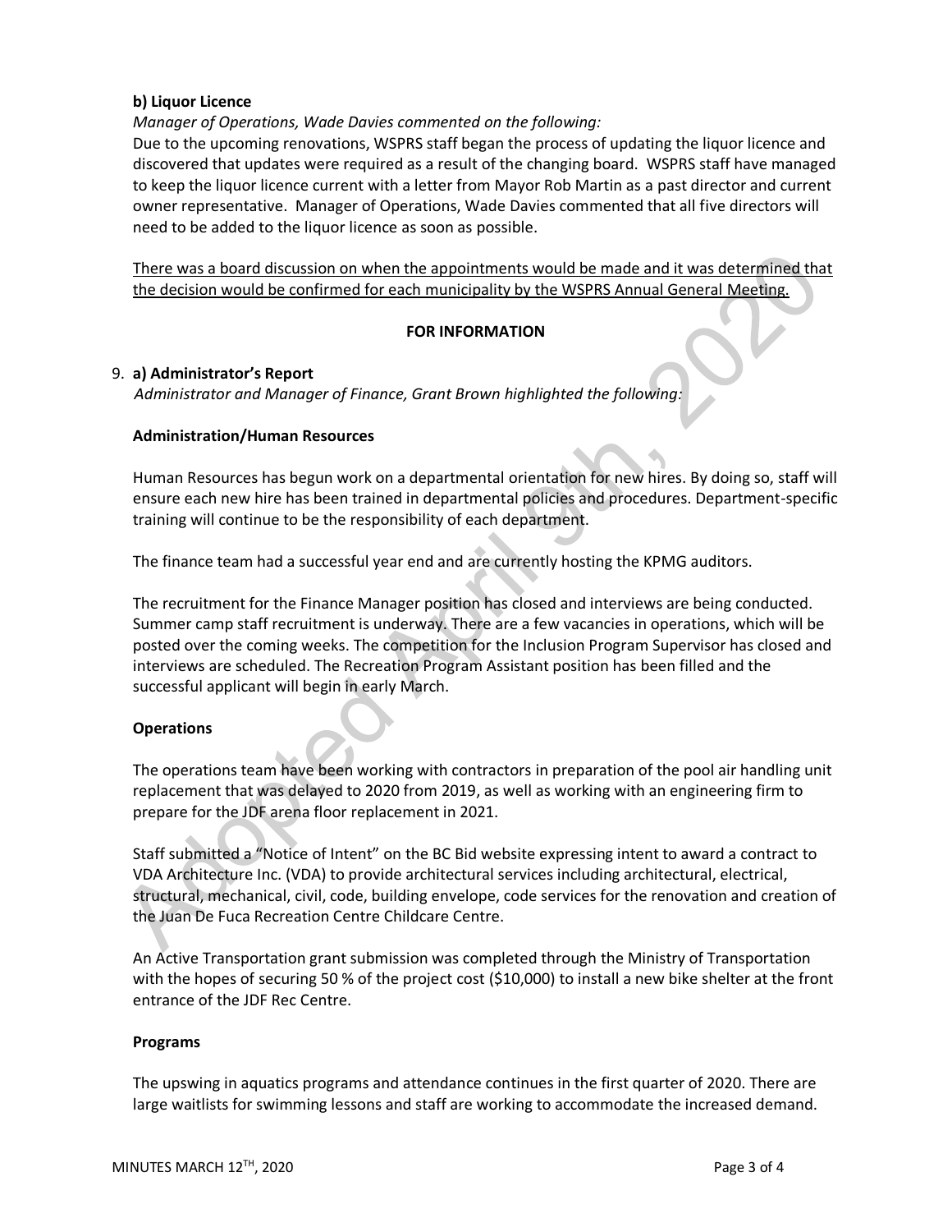**b) Liquor Licence**

*Manager of Operations, Wade Davies commented on the following:*

Due to the upcoming renovations, WSPRS staff began the process of updating the liquor licence and discovered that updates were required as a result of the changing board. WSPRS staff have managed to keep the liquor licence current with a letter from Mayor Rob Martin as a past director and current owner representative. Manager of Operations, Wade Davies commented that all five directors will need to be added to the liquor licence as soon as possible.

<u>There was a board discussion on when the appointments would be made and it was determined that the decision would be confirmed for each municipality by the WSPRS Annual General Meeting.</u>

**FOR INFORMATION**

9. **a) Administrator's Report**

*Administrator and Manager of Finance, Grant Brown highlighted the following:*

**Administration/Human Resources**

Human Resources has begun work on a departmental orientation for new hires. By doing so, staff will ensure each new hire has been trained in departmental policies and procedures. Department-specific training will continue to be the responsibility of each department.

The finance team had a successful year end and are currently hosting the KPMG auditors.

The recruitment for the Finance Manager position has closed and interviews are being conducted. Summer camp staff recruitment is underway. There are a few vacancies in operations, which will be posted over the coming weeks. The competition for the Inclusion Program Supervisor has closed and interviews are scheduled. The Recreation Program Assistant position has been filled and the successful applicant will begin in early March.

**Operations**

The operations team have been working with contractors in preparation of the pool air handling unit replacement that was delayed to 2020 from 2019, as well as working with an engineering firm to prepare for the JDF arena floor replacement in 2021.

Staff submitted a "Notice of Intent" on the BC Bid website expressing intent to award a contract to VDA Architecture Inc. (VDA) to provide architectural services including architectural, electrical, structural, mechanical, civil, code, building envelope, code services for the renovation and creation of the Juan De Fuca Recreation Centre Childcare Centre.

An Active Transportation grant submission was completed through the Ministry of Transportation with the hopes of securing 50 % of the project cost ($10,000) to install a new bike shelter at the front entrance of the JDF Rec Centre.

**Programs**

The upswing in aquatics programs and attendance continues in the first quarter of 2020. There are large waitlists for swimming lessons and staff are working to accommodate the increased demand.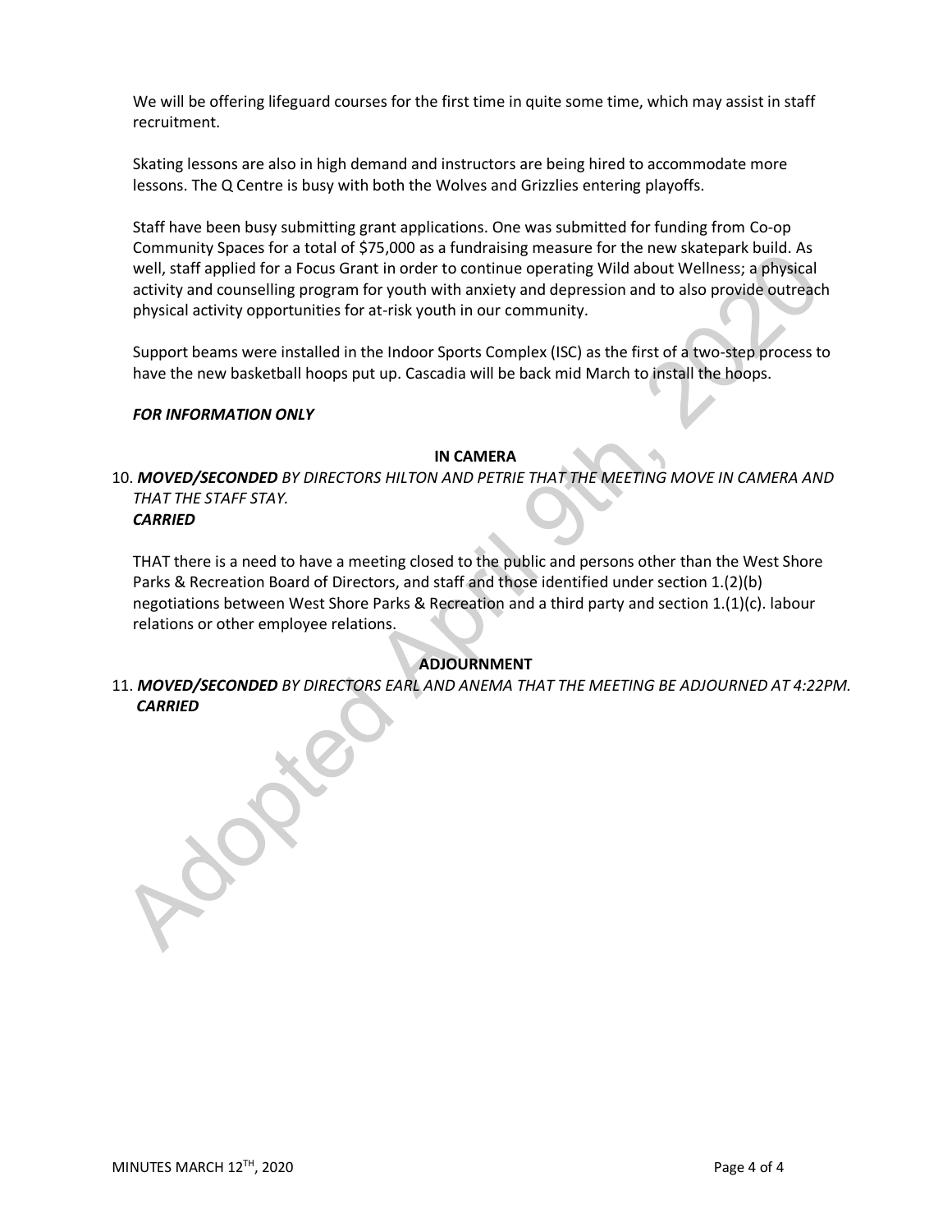We will be offering lifeguard courses for the first time in quite some time, which may assist in staff recruitment.

Skating lessons are also in high demand and instructors are being hired to accommodate more lessons. The Q Centre is busy with both the Wolves and Grizzlies entering playoffs.

Staff have been busy submitting grant applications. One was submitted for funding from Co-op Community Spaces for a total of $75,000 as a fundraising measure for the new skatepark build. As well, staff applied for a Focus Grant in order to continue operating Wild about Wellness; a physical activity and counselling program for youth with anxiety and depression and to also provide outreach physical activity opportunities for at-risk youth in our community.

Support beams were installed in the Indoor Sports Complex (ISC) as the first of a two-step process to have the new basketball hoops put up. Cascadia will be back mid March to install the hoops.

***FOR INFORMATION ONLY***

**IN CAMERA**

10. ***MOVED/SECONDED*** *BY DIRECTORS HILTON AND PETRIE THAT THE MEETING MOVE IN CAMERA AND THAT THE STAFF STAY.*
***CARRIED***

THAT there is a need to have a meeting closed to the public and persons other than the West Shore Parks & Recreation Board of Directors, and staff and those identified under section 1.(2)(b) negotiations between West Shore Parks & Recreation and a third party and section 1.(1)(c). labour relations or other employee relations.

**ADJOURNMENT**

11. ***MOVED/SECONDED*** *BY DIRECTORS EARL AND ANEMA THAT THE MEETING BE ADJOURNED AT 4:22PM.*
***CARRIED***

Adopted April 9th, 2020

MINUTES MARCH 12TH, 2020